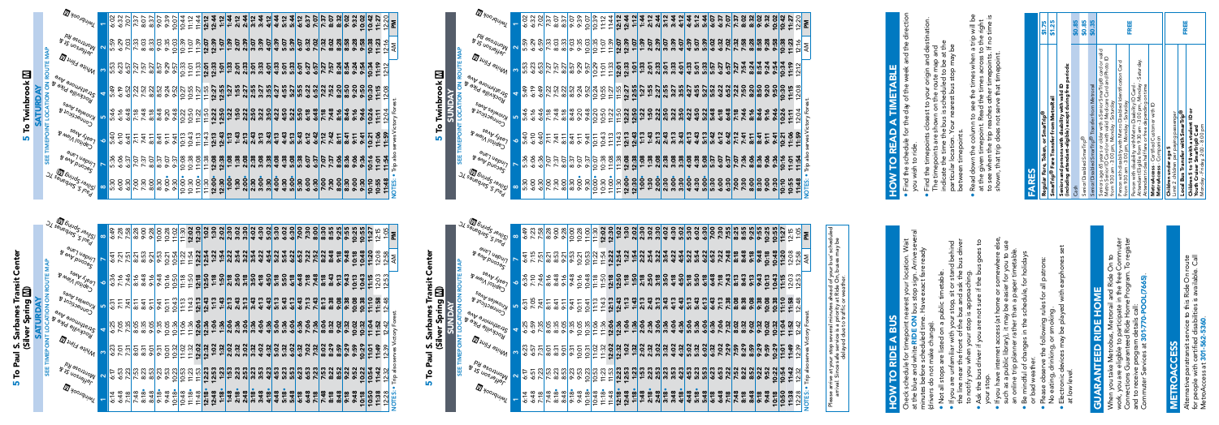# 5 To Paul S. Sarbanes Transit Center (Silver Spring) Ⓜ

## SATURDAY

SEE TIMEPOINT LOCATION ON ROUTE MAP

| 1 Twinbrook Ⓜ | 2 Jefferson St & Montrose Rd | 3 White Flint Ⓜ | 4 Rockville Pike & Strathmore Ave | 5 Connecticut & Knowles Aves | 6 Capitol View & Leafy Aves | 7 Linden Lane & Second Ave | 8 Paul S. Sarbanes TC (Silver Spring) Ⓜ |
|---|---|---|---|---|---|---|---|
| 6:14 | 6:17 | 6:23 | 6:25 | 6:30 | 6:36 | 6:41 | 6:49 |
| 6:48 | 6:53 | 7:01 | 7:05 | 7:11 | 7:16 | 7:21 | 7:28 |
| 7:18 | 7:23 | 7:31 | 7:35 | 7:41 | 7:46 | 7:51 | 7:58 |
| 7:48 | 7:53 | 8:01 | 8:05 | 8:11 | 8:16 | 8:21 | 8:28 |
| 8:18+ | 8:23 | 8:31 | 8:35 | 8:41 | 8:46 | 8:53 | 9:00 |
| 8:48 | 8:53 | 9:01 | 9:05 | 9:11 | 9:16 | 9:21 | 9:28 |
| 9:18+ | 9:23 | 9:31 | 9:35 | 9:41 | 9:46 | 9:53 | 10:00 |
| 9:48 | 9:53 | 10:01 | 10:05 | 10:11 | 10:16 | 10:22 | 10:28 |
| 10:18+ | 10:23 | 10:32 | 10:36 | 10:43 | 10:48 | 10:54 | 11:02 |
| 10:48 | 10:53 | 11:02 | 11:06 | 11:13 | 11:18 | 11:24 | 11:30 |
| 11:18+ | 11:23 | 11:32 | 11:36 | 11:43 | 11:48 | 11:54 | 12:02 |
| 11:48 | 11:53 | 12:02 | 12:06 | 12:13 | 12:18 | 12:24 | 12:30 |
| 12:18+ | 12:23 | 12:32 | 12:36 | 12:43 | 12:48 | 12:54 | 1:02 |
| 12:48 | 12:53 | 1:02 | 1:06 | 1:13 | 1:18 | 1:24 | 1:30 |
| 1:18+ | 1:23 | 1:32 | 1:36 | 1:43 | 1:48 | 1:54 | 2:02 |
| 1:48 | 1:53 | 2:02 | 2:06 | 2:13 | 2:18 | 2:24 | 2:30 |
| 2:18 | 2:23 | 2:32 | 2:36 | 2:43 | 2:48 | 2:54 | 3:02 |
| 2:48 | 2:53 | 3:02 | 3:06 | 3:13 | 3:18 | 3:24 | 3:30 |
| 3:18+ | 3:23 | 3:32 | 3:36 | 3:43 | 3:48 | 3:54 | 4:02 |
| 3:48 | 3:53 | 4:02 | 4:06 | 4:13 | 4:18 | 4:24 | 4:30 |
| 4:18+ | 4:23 | 4:32 | 4:36 | 4:43 | 4:48 | 4:54 | 5:02 |
| 4:48 | 4:53 | 5:02 | 5:06 | 5:13 | 5:18 | 5:24 | 5:30 |
| 5:18+ | 5:23 | 5:32 | 5:36 | 5:43 | 5:48 | 5:54 | 6:02 |
| 5:48 | 5:53 | 6:02 | 6:06 | 6:13 | 6:18 | 6:24 | 6:30 |
| 6:18 | 6:23 | 6:32 | 6:36 | 6:43 | 6:48 | 6:54 | 7:00 |
| 6:48 | 6:53 | 7:01 | 7:04 | 7:10 | 7:15 | 7:20 | 7:25 |
| 7:18 | 7:23 | 7:31 | 7:34 | 7:40 | 7:45 | 7:50 | 7:55 |
| 7:48 | 7:52 | 7:59 | 8:02 | 8:08 | 8:13 | 8:18 | 8:25 |
| 8:18 | 8:22 | 8:29 | 8:32 | 8:38 | 8:43 | 8:48 | 8:55 |
| 8:48 | 8:52 | 8:59 | 9:02 | 9:08 | 9:13 | 9:18 | 9:25 |
| 9:18 | 9:22 | 9:29 | 9:32 | 9:38 | 9:43 | 9:48 | 9:55 |
| 9:48 | 9:52 | 9:59 | 10:02 | 10:08 | 10:13 | 10:18 | 10:25 |
| 10:18+ | 10:22 | 10:29 | 10:32 | 10:38 | 10:43 | 10:48 | 10:55 |
| 10:50 | 10:54 | 11:01 | 11:04 | 11:10 | 11:15 | 11:20 | 11:27 |
| 11:38 | 11:42 | 11:49 | 11:52 | 11:58 | 12:03 | 12:08 | 12:15 |
| 12:28 | 12:32 | 12:39 | 12:42 | 12:48 | 12:53 | 12:58 | 1:05 |

AM | PM

NOTES: + Trip also serves Victory Forest.

# 5 To Paul S. Sarbanes Transit Center (Silver Spring) Ⓜ

## SUNDAY

SEE TIMEPOINT LOCATION ON ROUTE MAP

| 1 Twinbrook Ⓜ | 2 Jefferson St & Montrose Rd | 3 White Flint Ⓜ | 4 Rockville Pike & Strathmore Ave | 5 Connecticut & Knowles Aves | 6 Capitol View & Leafy Aves | 7 Linden Lane & Second Ave | 8 Paul S. Sarbanes TC (Silver Spring) Ⓜ |
|---|---|---|---|---|---|---|---|
| 6:14 | 6:17 | 6:23 | 6:25 | 6:31 | 6:36 | 6:41 | 6:49 |
| 6:48 | 6:53 | 7:01 | 7:05 | 7:11 | 7:16 | 7:21 | 7:28 |
| 7:18 | 7:23 | 7:31 | 7:35 | 7:41 | 7:46 | 7:51 | 7:58 |
| 7:48 | 7:53 | 8:01 | 8:05 | 8:11 | 8:16 | 8:21 | 8:28 |
| 8:18+ | 8:23 | 8:31 | 8:35 | 8:41 | 8:46 | 8:53 | 9:00 |
| 8:48 | 8:53 | 9:01 | 9:05 | 9:11 | 9:16 | 9:21 | 9:28 |
| 9:18+ | 9:23 | 9:31 | 9:35 | 9:41 | 9:46 | 9:53 | 10:00 |
| 9:48 | 9:53 | 10:01 | 10:05 | 10:11 | 10:16 | 10:22 | 10:28 |
| 10:18+ | 10:23 | 10:32 | 10:36 | 10:43 | 10:48 | 10:54 | 11:02 |
| 10:48 | 10:53 | 11:02 | 11:06 | 11:13 | 11:18 | 11:24 | 11:30 |
| 11:18+ | 11:23 | 11:32 | 11:36 | 11:43 | 11:48 | 11:54 | 12:02 |
| 11:48 | 11:53 | 12:02 | 12:06 | 12:13 | 12:18 | 12:24 | 12:30 |
| 12:18+ | 12:23 | 12:32 | 12:36 | 12:43 | 12:48 | 12:54 | 1:02 |
| 12:48 | 12:53 | 1:02 | 1:06 | 1:13 | 1:18 | 1:24 | 1:30 |
| 1:18+ | 1:23 | 1:32 | 1:36 | 1:43 | 1:48 | 1:54 | 2:02 |
| 1:48 | 1:53 | 2:02 | 2:06 | 2:13 | 2:18 | 2:24 | 2:30 |
| 2:18 | 2:23 | 2:32 | 2:36 | 2:43 | 2:48 | 2:54 | 3:02 |
| 2:48 | 2:53 | 3:02 | 3:06 | 3:13 | 3:18 | 3:24 | 3:30 |
| 3:18+ | 3:23 | 3:32 | 3:36 | 3:43 | 3:48 | 3:54 | 4:02 |
| 3:48 | 3:53 | 4:02 | 4:06 | 4:13 | 4:18 | 4:24 | 4:30 |
| 4:18+ | 4:23 | 4:32 | 4:36 | 4:43 | 4:48 | 4:54 | 5:02 |
| 4:48 | 4:53 | 5:02 | 5:06 | 5:13 | 5:18 | 5:24 | 5:30 |
| 5:18+ | 5:23 | 5:32 | 5:36 | 5:43 | 5:48 | 5:54 | 6:02 |
| 5:48 | 5:53 | 6:02 | 6:06 | 6:13 | 6:18 | 6:24 | 6:30 |
| 6:18 | 6:23 | 6:32 | 6:36 | 6:43 | 6:48 | 6:54 | 7:00 |
| 6:48 | 6:53 | 7:01 | 7:04 | 7:10 | 7:15 | 7:20 | 7:25 |
| 7:18 | 7:23 | 7:31 | 7:34 | 7:40 | 7:45 | 7:50 | 7:55 |
| 7:48 | 7:52 | 7:59 | 8:02 | 8:08 | 8:13 | 8:18 | 8:25 |
| 8:18 | 8:22 | 8:29 | 8:32 | 8:38 | 8:43 | 8:48 | 8:55 |
| 8:48 | 8:52 | 8:59 | 9:02 | 9:08 | 9:13 | 9:18 | 9:25 |
| 9:18 | 9:22 | 9:29 | 9:32 | 9:38 | 9:43 | 9:48 | 9:55 |
| 9:48 | 9:52 | 9:59 | 10:02 | 10:08 | 10:13 | 10:18 | 10:25 |
| 10:18+ | 10:22 | 10:29 | 10:32 | 10:38 | 10:43 | 10:48 | 10:55 |
| 10:50 | 10:54 | 11:01 | 11:04 | 11:10 | 11:15 | 11:20 | 11:27 |
| 11:38 | 11:42 | 11:49 | 11:52 | 11:58 | 12:03 | 12:08 | 12:15 |
| 12:28 | 12:32 | 12:39 | 12:42 | 12:48 | 12:53 | 12:58 | 1:05 |

AM | PM

NOTES: + Trip also serves Victory Forest.

Please arrive at your stop several minutes ahead of your bus' scheduled arrival. Since safe service is a priority at Ride On, buses may be delayed due to traffic or weather.

# 5 To Twinbrook Ⓜ

## SATURDAY

SEE TIMEPOINT LOCATION ON ROUTE MAP

| 8 Paul S. Sarbanes TC (Silver Spring) Ⓜ | 7 Linden Lane & Second Ave | 6 Capitol View & Leafy Aves | 5 Connecticut & Knowles Aves | 4 Rockville Pike & Strathmore Ave | 3 White Flint Ⓜ | 2 Jefferson St & Montrose Rd | 1 Twinbrook Ⓜ |
|---|---|---|---|---|---|---|---|
| 5:30 | 5:36 | 5:40 | 5:46 | 5:49 | 5:53 | 5:59 | 6:02 |
| 6:00 | 6:06 | 6:10 | 6:16 | 6:19 | 6:23 | 6:29 | 6:32 |
| 6:30 | 6:37 | 6:41 | 6:48 | 6:52 | 6:57 | 7:03 | 7:07 |
| 7:00 | 7:07 | 7:11 | 7:18 | 7:22 | 7:27 | 7:33 | 7:37 |
| 7:30 | 7:37 | 7:41 | 7:48 | 7:52 | 7:57 | 8:03 | 8:07 |
| 8:00 | 8:07 | 8:11 | 8:18 | 8:22 | 8:27 | 8:33 | 8:37 |
| 8:30+ | 8:37 | 8:41 | 8:48 | 8:52 | 8:57 | 9:03 | 9:07 |
| 9:00+ | 9:07 | 9:11 | 9:18 | 9:22 | 9:27 | 9:35 | 9:39 |
| 9:30 | 9:37 | 9:41 | 9:48 | 9:52 | 9:57 | 10:05 | 10:09 |
| 10:00+ | 10:08 | 10:13 | 10:20 | 10:24 | 10:29 | 10:37 | 10:41 |
| 10:30 | 10:38 | 10:43 | 10:50 | 10:54 | 10:59 | 11:07 | 11:12 |
| 11:00+ | 11:08 | 11:15 | 11:22 | 11:26 | 11:31 | 11:39 | 11:44 |
| 11:30 | 11:38 | 11:43 | 11:50 | 11:54 | 11:59 | 12:07 | 12:12 |
| 12:00+ | 12:08 | 12:15 | 12:22 | 12:26 | 12:31 | 12:39 | 12:44 |
| 12:30 | 12:38 | 12:43 | 12:50 | 12:54 | 12:59 | 1:07 | 1:12 |
| 1:00+ | 1:08 | 1:15 | 1:22 | 1:26 | 1:31 | 1:39 | 1:44 |
| 1:30 | 1:38 | 1:43 | 1:50 | 1:54 | 1:59 | 2:07 | 2:12 |
| 2:00+ | 2:08 | 2:15 | 2:22 | 2:26 | 2:31 | 2:39 | 2:44 |
| 2:30 | 2:38 | 2:43 | 2:50 | 2:54 | 2:59 | 3:07 | 3:12 |
| 3:00+ | 3:08 | 3:15 | 3:22 | 3:26 | 3:31 | 3:39 | 3:44 |
| 3:30 | 3:38 | 3:43 | 3:50 | 3:54 | 3:59 | 4:07 | 4:12 |
| 4:00+ | 4:08 | 4:15 | 4:22 | 4:26 | 4:31 | 4:39 | 4:44 |
| 4:30 | 4:38 | 4:43 | 4:50 | 4:54 | 4:59 | 5:07 | 5:12 |
| 5:00+ | 5:08 | 5:15 | 5:22 | 5:26 | 5:31 | 5:39 | 5:44 |
| 5:30 | 5:38 | 5:43 | 5:50 | 5:54 | 5:59 | 6:07 | 6:12 |
| 6:00 | 6:06 | 6:10 | 6:16 | 6:20 | 6:24 | 6:32 | 6:37 |
| 6:30 | 6:36 | 6:40 | 6:46 | 6:50 | 6:54 | 7:02 | 7:07 |
| 7:00 | 7:06 | 7:10 | 7:16 | 7:20 | 7:24 | 7:32 | 7:37 |
| 7:30 | 7:36 | 7:40 | 7:46 | 7:50 | 7:54 | 8:02 | 8:07 |
| 8:00 | 8:06 | 8:10 | 8:16 | 8:20 | 8:24 | 8:32 | 8:37 |
| 8:30 | 8:36 | 8:40 | 8:46 | 8:50 | 8:54 | 8:58 | 9:02 |
| 9:00 | 9:06 | 9:10 | 9:16 | 9:20 | 9:24 | 9:28 | 9:32 |
| 9:30 | 9:36 | 9:40 | 9:46 | 9:50 | 9:54 | 9:58 | 10:02 |
| 10:10 | 10:16 | 10:21 | 10:26 | 10:30 | 10:34 | 10:38 | 10:42 |
| 10:55 | 11:01 | 11:06 | 11:11 | 11:15 | 11:19 | 11:23 | 11:27 |
| 11:48 | 11:54 | 11:59 | 12:04 | 12:08 | 12:12 | 12:16 | 12:20 |

AM | PM

NOTES: + Trip also serves Victory Forest.

# 5 To Twinbrook Ⓜ

## SUNDAY

SEE TIMEPOINT LOCATION ON ROUTE MAP

| 8 Paul S. Sarbanes TC (Silver Spring) Ⓜ | 7 Linden Lane & Second Ave | 6 Capitol View & Leafy Aves | 5 Connecticut & Knowles Aves | 4 Rockville Pike & Strathmore Ave | 3 White Flint Ⓜ | 2 Jefferson St & Montrose Rd | 1 Twinbrook Ⓜ |
|---|---|---|---|---|---|---|---|
| 5:30 | 5:36 | 5:40 | 5:46 | 5:49 | 5:53 | 5:59 | 6:02 |
| 6:00 | 6:06 | 6:10 | 6:16 | 6:19 | 6:23 | 6:29 | 6:32 |
| 6:30 | 6:37 | 6:41 | 6:48 | 6:52 | 6:57 | 7:03 | 7:07 |
| 7:00 | 7:07 | 7:11 | 7:18 | 7:22 | 7:27 | 7:33 | 7:37 |
| 7:30 | 7:37 | 7:41 | 7:48 | 7:52 | 7:57 | 8:03 | 8:07 |
| 8:00 | 8:07 | 8:11 | 8:18 | 8:22 | 8:27 | 8:33 | 8:37 |
| 8:30+ | 8:37 | 8:41 | 8:48 | 8:52 | 8:57 | 9:03 | 9:07 |
| 9:00+ | 9:07 | 9:11 | 9:18 | 9:22 | 9:27 | 9:35 | 9:39 |
| 9:30 | 9:37 | 9:41 | 9:48 | 9:52 | 9:57 | 10:05 | 10:09 |
| 10:00+ | 10:08 | 10:13 | 10:20 | 10:24 | 10:29 | 10:37 | 10:41 |
| 10:30 | 10:38 | 10:43 | 10:50 | 10:54 | 10:59 | 11:07 | 11:12 |
| 11:00+ | 11:08 | 11:15 | 11:22 | 11:26 | 11:31 | 11:39 | 11:44 |
| 11:30 | 11:38 | 11:43 | 11:50 | 11:54 | 11:59 | 12:07 | 12:12 |
| 12:00+ | 12:08 | 12:15 | 12:22 | 12:26 | 12:31 | 12:39 | 12:44 |
| 12:30 | 12:38 | 12:43 | 12:50 | 12:54 | 12:59 | 1:07 | 1:12 |
| 1:00+ | 1:08 | 1:15 | 1:22 | 1:26 | 1:31 | 1:39 | 1:44 |
| 1:30 | 1:38 | 1:43 | 1:50 | 1:54 | 1:59 | 2:07 | 2:12 |
| 2:00+ | 2:08 | 2:15 | 2:22 | 2:26 | 2:31 | 2:39 | 2:44 |
| 2:30 | 2:38 | 2:43 | 2:50 | 2:54 | 2:59 | 3:07 | 3:12 |
| 3:00+ | 3:08 | 3:15 | 3:22 | 3:26 | 3:31 | 3:39 | 3:44 |
| 3:30 | 3:38 | 3:43 | 3:50 | 3:54 | 3:59 | 4:07 | 4:12 |
| 4:00+ | 4:08 | 4:15 | 4:22 | 4:26 | 4:31 | 4:39 | 4:44 |
| 4:30 | 4:38 | 4:43 | 4:50 | 4:54 | 4:59 | 5:07 | 5:12 |
| 5:00+ | 5:08 | 5:15 | 5:22 | 5:26 | 5:31 | 5:39 | 5:44 |
| 5:30 | 5:38 | 5:43 | 5:50 | 5:54 | 5:59 | 6:07 | 6:12 |
| 6:00 | 6:06 | 6:10 | 6:16 | 6:20 | 6:24 | 6:32 | 6:37 |
| 6:30 | 6:36 | 6:40 | 6:46 | 6:50 | 6:54 | 7:02 | 7:07 |
| 7:00 | 7:06 | 7:10 | 7:16 | 7:20 | 7:24 | 7:32 | 7:37 |
| 7:30 | 7:36 | 7:40 | 7:46 | 7:50 | 7:54 | 8:02 | 8:07 |
| 8:00 | 8:06 | 8:10 | 8:16 | 8:20 | 8:24 | 8:32 | 8:37 |
| 8:30 | 8:36 | 8:40 | 8:46 | 8:50 | 8:54 | 8:58 | 9:02 |
| 9:00 | 9:06 | 9:10 | 9:16 | 9:20 | 9:24 | 9:28 | 9:32 |
| 9:30 | 9:36 | 9:40 | 9:46 | 9:50 | 9:54 | 9:58 | 10:02 |
| 10:10 | 10:16 | 10:21 | 10:26 | 10:30 | 10:34 | 10:38 | 10:42 |
| 10:55 | 11:01 | 11:06 | 11:11 | 11:15 | 11:19 | 11:23 | 11:27 |
| 11:48 | 11:54 | 11:59 | 12:04 | 12:08 | 12:12 | 12:16 | 12:20 |

AM | PM

NOTES: + Trip also serves Victory Forest.

## HOW TO RIDE A BUS

Check schedule for timepoint nearest your location. Wait at the blue and white **RIDE ON** bus stop sign. Arrive several minutes before scheduled time. Have exact fare ready (drivers do not make change).

- Not all stops are listed on a public timetable.
- If you are unfamiliar with your stop, sit or stand behind the line near the front of the bus and ask the bus driver to notify you when your stop is approaching.
- Ask the bus driver if you are not sure if the bus goes to your stop.
- If you have internet access (at home or somewhere else, such as a public library), it may be easier for you to use an online trip planner rather than a paper timetable.
- Be aware of changes in the schedule, for holidays or bad weather.
- Please observe the following rules for all patrons: No eating, drinking, or smoking.
- Electronic devices may be played with earphones set at low level.

## GUARANTEED RIDE HOME

When you take Metrobus, Metrorail and Ride On to work, you are eligible to participate in the free Commuter Connections Guaranteed Ride Home Program. To register and obtain more information, please call Commuter Services at **301-770-POOL(7665)**.

## METROACCESS

Alternative paratransit service to this Ride On route for people with certain disabilities is available. Call MetroAccess at **301-562-5360**.

## HOW TO READ A TIMETABLE

- Find the schedule for the day of the week and the direction you wish to ride.
- Find the timepoints closest to your origin and destination. The timepoints are shown on the route map and indicate the time the bus is scheduled to be at the particular location. Your nearest bus stop may be between timepoints.
- Read down the column to see the times when a trip will be at the given timepoint. Read the times across to the right to see when the trip reaches other timepoints. If no time is shown, that trip does not serve that timepoint.

## FARES

| | |
|---|---|
| **Regular Fare, Tokens, or SmarTrip®** | **$1.75** |
| **SmarTrip® Fare Transfer from MetroRail** | **$1.25** |
| **Seniors and persons with disability with valid ID (including attendant eligible to accompany during designated time periods)** | |
| Cash | $0.85 |
| Senior/Disabled SmarTrip® | $0.85 |
| Senior/Disabled Transfer from Metrorail | $0.35 |
| Senior age 65 years or older with a Senior SmarTrip® card or valid Metro Senior ID Card or with valid Medicare Card and Photo ID Monday - Friday, 9:30 am - 3:00 pm | FREE |
| Person with a disability with Metro Disabled Identification Card Monday - Friday, 9:30 am - 3:00 pm | |
| Person with disability with Metro Disability ID Card - Attendant Eligible from 9:30 am - 3:00 pm, Monday - Saturday. Attendant may also ride free during those time. | |
| **MetroAccess** - Certified Customer with ID / MetroAccess Attendant | |
| **Children under age 5** / Limit 2 children per paying passenger | |
| **Local Bus Transfer with SmarTrip®** | FREE |
| **Children 5 to 18 with a student ID or Youth Cruiser SmarTrip® Card** / Monday - Friday, 2:00 - 8:00 pm | |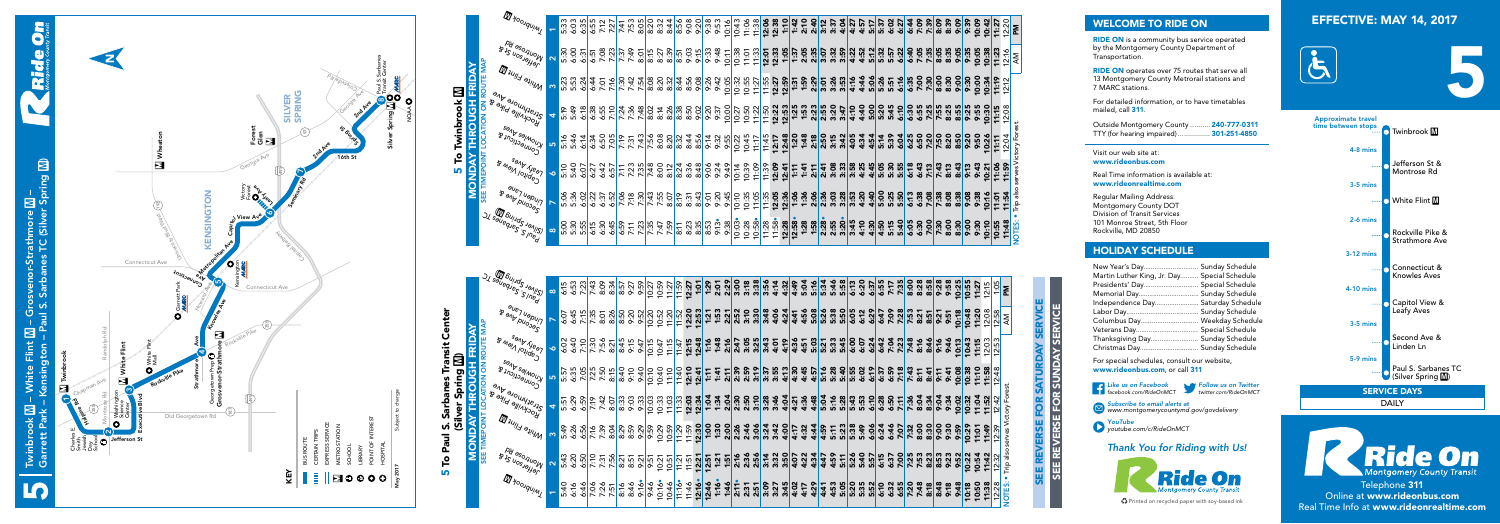# 5 Twinbrook M – White Flint M – Grosvenor-Strathmore M – Garrett Park – Kensington – Paul S. Sarbanes TC (Silver Spring M)

## 5 To Paul S. Sarbanes Transit Center (Silver Spring M)

### MONDAY THROUGH FRIDAY

SEE TIMEPOINT LOCATION ON ROUTE MAP

| 1 Twinbrook M | 2 Jefferson St & Montrose Rd | 3 White Flint M | 4 Rockville Pike & Strathmore Ave | 5 Connecticut & Knowles Aves | 6 Capitol View & Leafy Aves | 7 Second Ave & Linden Ln | 8 Paul S. Sarbanes TC (Silver Spring M) |
|---|---|---|---|---|---|---|---|
| 5:40 | 5:43 | 5:49 | 5:51 | 5:57 | 6:02 | 6:07 | 6:15 |
| 6:16 | 6:19 | 6:25 | 6:27 | 6:35 | 6:40 | 6:45 | 6:53 |
| 6:46 | 6:50 | 6:56 | 6:59 | 7:05 | 7:10 | 7:15 | 7:23 |
| 7:06 | 7:10 | 7:16 | 7:19 | 7:25 | 7:30 | 7:35 | 7:43 |
| 7:21 | 7:25 | 7:31 | 7:34 | 7:40 | 7:45 | 7:50 | 7:58 |
| 7:56 | 8:00 | 8:04 | 8:07 | 8:15 | 8:21 | 8:26 | 8:34 |
| 8:16 | 8:21 | 8:29 | 8:33 | 8:40 | 8:45 | 8:50 | 8:57 |
| 8:46 | 8:51 | 8:59 | 9:03 | 9:10 | 9:15 | 9:20 | 9:27 |
| 9:16* | 9:21 | 9:29 | 9:33 | 9:40 | 9:47 | 9:52 | 9:59 |
| 9:46 | 9:51 | 9:59 | 10:03 | 10:10 | 10:15 | 10:20 | 10:27 |
| 10:16* | 10:21 | 10:29 | 10:33 | 10:40 | 10:47 | 10:52 | 10:59 |
| 10:46 | 10:51 | 10:59 | 11:03 | 11:10 | 11:15 | 11:20 | 11:27 |
| 11:16* | 11:21 | 11:29 | 11:33 | 11:40 | 11:47 | 11:52 | 11:59 |
| 11:46 | 11:51 | 11:59 | 12:03 | 12:10 | 12:15 | 12:20 | 12:27 |
| **12:16*** | **12:21** | **12:29** | **12:33** | **12:40** | **12:48** | **12:53** | **1:01** |
| **12:46** | **12:51** | **1:00** | **1:04** | **1:11** | **1:16** | **1:21** | **1:29** |
| **1:16*** | **1:21** | **1:30** | **1:34** | **1:41** | **1:48** | **1:53** | **2:01** |
| **1:46** | **1:51** | **2:00** | **2:04** | **2:11** | **2:16** | **2:21** | **2:29** |
| **2:11*** | **2:16** | **2:26** | **2:30** | **2:39** | **2:47** | **2:52** | **3:00** |
| **2:31** | **2:36** | **2:46** | **2:50** | **2:59** | **3:05** | **3:10** | **3:18** |
| **2:51** | **2:56** | **3:06** | **3:10** | **3:20** | **3:25** | **3:30** | **3:38** |
| **3:09** | **3:14** | **3:24** | **3:28** | **3:37** | **3:43** | **3:48** | **3:56** |
| **3:27** | **3:32** | **3:42** | **3:46** | **3:55** | **4:01** | **4:06** | **4:14** |
| **3:45** | **3:50** | **4:00** | **4:04** | **4:13** | **4:19** | **4:24** | **4:32** |
| **4:03** | **4:08** | **4:18** | **4:22** | **4:30** | **4:36** | **4:41** | **4:49** |
| **4:17** | **4:22** | **4:32** | **4:36** | **4:45** | **4:51** | **4:56** | **5:04** |
| **4:29** | **4:34** | **4:44** | **4:48** | **4:57** | **5:03** | **5:08** | **5:16** |
| **4:41** | **4:47** | **4:57** | **5:01** | **5:10** | **5:16** | **5:21** | **5:29** |
| **4:53** | **4:59** | **5:11** | **5:16** | **5:28** | **5:33** | **5:38** | **5:46** |
| **5:05** | **5:11** | **5:23** | **5:28** | **5:40** | **5:45** | **5:50** | **5:58** |
| **5:20** | **5:26** | **5:38** | **5:43** | **5:55** | **6:00** | **6:05** | **6:13** |
| **5:35** | **5:40** | **5:49** | **5:53** | **6:02** | **6:07** | **6:12** | **6:20** |
| **5:52** | **5:57** | **6:06** | **6:10** | **6:19** | **6:24** | **6:29** | **6:37** |
| **6:12** | **6:17** | **6:26** | **6:30** | **6:39** | **6:44** | **6:49** | **6:57** |
| **6:37** | **6:42** | **6:50** | **6:54** | **7:00** | **7:05** | **7:10** | **7:17** |
| **6:55** | **7:00** | **7:07** | **7:11** | **7:18** | **7:23** | **7:28** | **7:35** |
| **7:21** | **7:26** | **7:33** | **7:37** | **7:44** | **7:48** | **7:53** | **8:00** |
| **7:48** | **7:53** | **8:00** | **8:04** | **8:11** | **8:16** | **8:21** | **8:28** |
| **8:18** | **8:23** | **8:30** | **8:34** | **8:41** | **8:46** | **8:51** | **8:58** |
| **8:48** | **8:53** | **9:00** | **9:04** | **9:11** | **9:16** | **9:21** | **9:28** |
| **9:18** | **9:23** | **9:30** | **9:34** | **9:41** | **9:46** | **9:51** | **9:58** |
| **9:48** | **9:52** | **9:59** | **10:02** | **10:08** | **10:13** | **10:18** | **10:25** |
| **10:18** | **10:22** | **10:29** | **10:32** | **10:38** | **10:43** | **10:48** | **10:55** |
| **10:48** | **10:52** | **10:59** | **11:02** | **11:08** | **11:13** | **11:18** | **11:25** |
| **11:38** | **11:42** | **11:49** | **11:52** | **11:58** | **12:03** | **12:08** | **12:15** |
| 12:28 | 12:32 | 12:39 | 12:42 | 12:48 | 12:53 | 12:58 | 1:05 |

AM **PM**

NOTES: * Trip also serves Victory Forest.

## 5 To Twinbrook M

### MONDAY THROUGH FRIDAY

SEE TIMEPOINT LOCATION ON ROUTE MAP

| 8 Paul S. Sarbanes TC (Silver Spring M) | 7 Second Ave & Linden Ln | 6 Capitol View & Leafy Aves | 5 Connecticut & Knowles Aves | 4 Rockville Pike & Strathmore Ave | 3 White Flint M | 2 Montrose Rd & Jefferson St | 1 Twinbrook M |
|---|---|---|---|---|---|---|---|
| 5:00 | 5:06 | 5:10 | 5:16 | 5:19 | 5:23 | 5:30 | 5:33 |
| 5:30 | 5:36 | 5:40 | 5:46 | 5:49 | 5:53 | 6:00 | 6:03 |
| 5:55 | 6:02 | 6:07 | 6:14 | 6:18 | 6:24 | 6:31 | 6:35 |
| 6:15 | 6:22 | 6:27 | 6:34 | 6:38 | 6:44 | 6:51 | 6:55 |
| 6:30 | 6:37 | 6:42 | 6:50 | 6:55 | 7:01 | 7:08 | 7:12 |
| 6:45 | 6:52 | 6:57 | 7:05 | 7:10 | 7:16 | 7:23 | 7:27 |
| 6:59 | 7:06 | 7:11 | 7:19 | 7:24 | 7:30 | 7:37 | 7:41 |
| 7:11 | 7:18 | 7:23 | 7:31 | 7:36 | 7:42 | 7:49 | 7:53 |
| 7:21 | 7:30 | 7:35 | 7:43 | 7:48 | 7:54 | 8:01 | 8:05 |
| 7:35 | 7:43 | 7:48 | 7:56 | 8:02 | 8:08 | 8:15 | 8:20 |
| 7:47 | 7:55 | 8:00 | 8:08 | 8:14 | 8:20 | 8:27 | 8:32 |
| 7:59 | 8:07 | 8:12 | 8:20 | 8:26 | 8:32 | 8:39 | 8:44 |
| 8:11 | 8:19 | 8:24 | 8:32 | 8:38 | 8:44 | 8:51 | 8:56 |
| 8:23 | 8:31 | 8:36 | 8:44 | 8:50 | 8:56 | 9:03 | 9:08 |
| 8:35 | 8:43 | 8:48 | 8:56 | 9:02 | 9:08 | 9:15 | 9:20 |
| 8:53 | 9:01 | 9:06 | 9:14 | 9:20 | 9:26 | 9:33 | 9:38 |
| 9:13* | 9:20 | 9:24 | 9:32 | 9:37 | 9:42 | 9:48 | 9:53 |
| 9:38 | 9:45 | 9:49 | 9:57 | 10:01 | 10:06 | 10:12 | 10:16 |
| 10:03* | 10:10 | 10:14 | 10:22 | 10:27 | 10:32 | 10:38 | 10:43 |
| 10:28 | 10:35 | 10:39 | 10:45 | 10:50 | 10:55 | 11:01 | 11:06 |
| 10:58* | 11:05 | 11:09 | 11:17 | 11:22 | 11:27 | 11:33 | 11:38 |
| 11:28 | 11:35 | 11:39 | 11:45 | 11:50 | 11:55 | 12:01 | 12:06 |
| 11:58* | 12:05 | 12:09 | 12:17 | 12:22 | 12:27 | **12:33** | **12:38** |
| **12:28** | **12:36** | **12:41** | **12:48** | **12:53** | **12:59** | **1:05** | **1:10** |
| **12:58*** | **1:06** | **1:11** | **1:18** | **1:24** | **1:31** | **1:37** | **1:42** |
| **1:28** | **1:36** | **1:41** | **1:48** | **1:53** | **1:59** | **2:05** | **2:10** |
| **1:58** | **2:06** | **2:11** | **2:18** | **2:23** | **2:29** | **2:35** | **2:40** |
| **2:28*** | **2:36** | **2:41** | **2:48** | **2:53** | **3:01** | **3:07** | **3:12** |
| **2:55** | **3:03** | **3:08** | **3:15** | **3:20** | **3:26** | **3:32** | **3:36** |
| **3:20*** | **3:28** | **3:33** | **3:42** | **3:47** | **3:53** | **3:59** | **4:04** |
| **3:45** | **3:53** | **3:58** | **4:07** | **4:12** | **4:18** | **4:24** | **4:29** |
| **4:10** | **4:20** | **4:25** | **4:34** | **4:40** | **4:46** | **4:52** | **4:57** |
| **4:30** | **4:40** | **4:45** | **4:54** | **5:00** | **5:06** | **5:12** | **5:17** |
| **4:50** | **5:00** | **5:05** | **5:14** | **5:20** | **5:26** | **5:32** | **5:37** |
| **5:15** | **5:25** | **5:30** | **5:39** | **5:45** | **5:51** | **5:57** | **6:02** |
| **5:40** | **5:50** | **5:55** | **6:04** | **6:10** | **6:16** | **6:22** | **6:27** |
| **6:05** | **6:15** | **6:20** | **6:29** | **6:35** | **6:40** | **6:45** | **6:50** |
| **6:30** | **6:38** | **6:43** | **6:50** | **6:55** | **7:00** | **7:05** | **7:09** |
| **7:00** | **7:08** | **7:13** | **7:20** | **7:25** | **7:30** | **7:35** | **7:39** |
| **7:30** | **7:38** | **7:43** | **7:50** | **7:55** | **8:00** | **8:05** | **8:09** |
| **8:00** | **8:08** | **8:13** | **8:20** | **8:25** | **8:30** | **8:35** | **8:39** |
| **8:30** | **8:38** | **8:43** | **8:50** | **8:55** | **9:00** | **9:05** | **9:09** |
| **9:10** | **9:16** | **9:20** | **9:25** | **9:29** | **9:33** | **9:36** | **9:39** |
| **9:40** | **9:46** | **9:50** | **9:55** | **9:59** | **10:03** | **10:06** | **10:09** |
| **10:10** | **10:16** | **10:21** | **10:26** | **10:30** | **10:34** | **10:38** | **10:42** |
| **10:55** | **11:01** | **11:06** | **11:11** | **11:15** | **11:19** | **11:23** | **11:27** |
| **11:48** | **11:54** | **11:59** | **12:04** | **12:08** | **12:12** | 12:16 | 12:20 |

AM **PM**

NOTES: * Trip also serves Victory Forest.

## WELCOME TO RIDE ON

**RIDE ON** is a community bus service operated by the Montgomery County Department of Transportation.

**RIDE ON** operates over 75 routes that serve all 13 Montgomery County Metrorail stations and 7 MARC stations.

For detailed information, or to have timetables mailed, call **311**.

Outside Montgomery County ........... **240-777-0311**
TTY (for hearing impaired)................ **301-251-4850**

Visit our web site at:
**www.rideonbus.com**

Real Time information is available at:
**www.rideonrealtime.com**

Regular Mailing Address:
Montgomery County DOT
Division of Transit Services
101 Monroe Street, 5th Floor
Rockville, MD 20850

## HOLIDAY SCHEDULE

| | |
|---|---|
| New Year's Day | Sunday Schedule |
| Martin Luther King, Jr. Day | Special Schedule |
| Presidents' Day | Special Schedule |
| Memorial Day | Sunday Schedule |
| Independence Day | Saturday Schedule |
| Labor Day | Sunday Schedule |
| Columbus Day | Weekday Schedule |
| Veterans Day | Special Schedule |
| Thanksgiving Day | Sunday Schedule |
| Christmas Day | Sunday Schedule |

For special schedules, consult our website, **www.rideonbus.com**, or call **311**

**Like us on Facebook** facebook.com/RideOnMCT

**Follow us on Twitter** twitter.com/RideOnMCT

**Subscribe to email alerts at** www.montgomerycountymd.gov/govdelivery

**YouTube** youtube.com/c/RideOnMCT

*Thank You for Riding with Us!*

Ride On Montgomery County Transit

Printed on recycled paper with soy-based ink

**SEE REVERSE FOR SATURDAY SERVICE**

**SEE REVERSE FOR SUNDAY SERVICE**

## EFFECTIVE: MAY 14, 2017

# 5

**Approximate travel time between stops**

- Twinbrook M
- 4-8 mins
- Jefferson St & Montrose Rd
- 3-5 mins
- White Flint M
- 2-6 mins
- Rockville Pike & Strathmore Ave
- 3-12 mins
- Connecticut & Knowles Aves
- 4-10 mins
- Capitol View & Leafy Aves
- 3-5 mins
- Second Ave & Linden Ln
- 5-9 mins
- Paul S. Sarbanes TC (Silver Spring M)

**SERVICE DAYS**

DAILY

**Ride On** Montgomery County Transit

Telephone **311**
Online at **www.rideonbus.com**
Real Time Info at **www.rideonrealtime.com**

KEY: BUS ROUTE, CERTAIN TRIPS, METRO STATION, SCHOOL, LIBRARY, POINT OF INTEREST, HOSPITAL

May 2017 — Subject to change